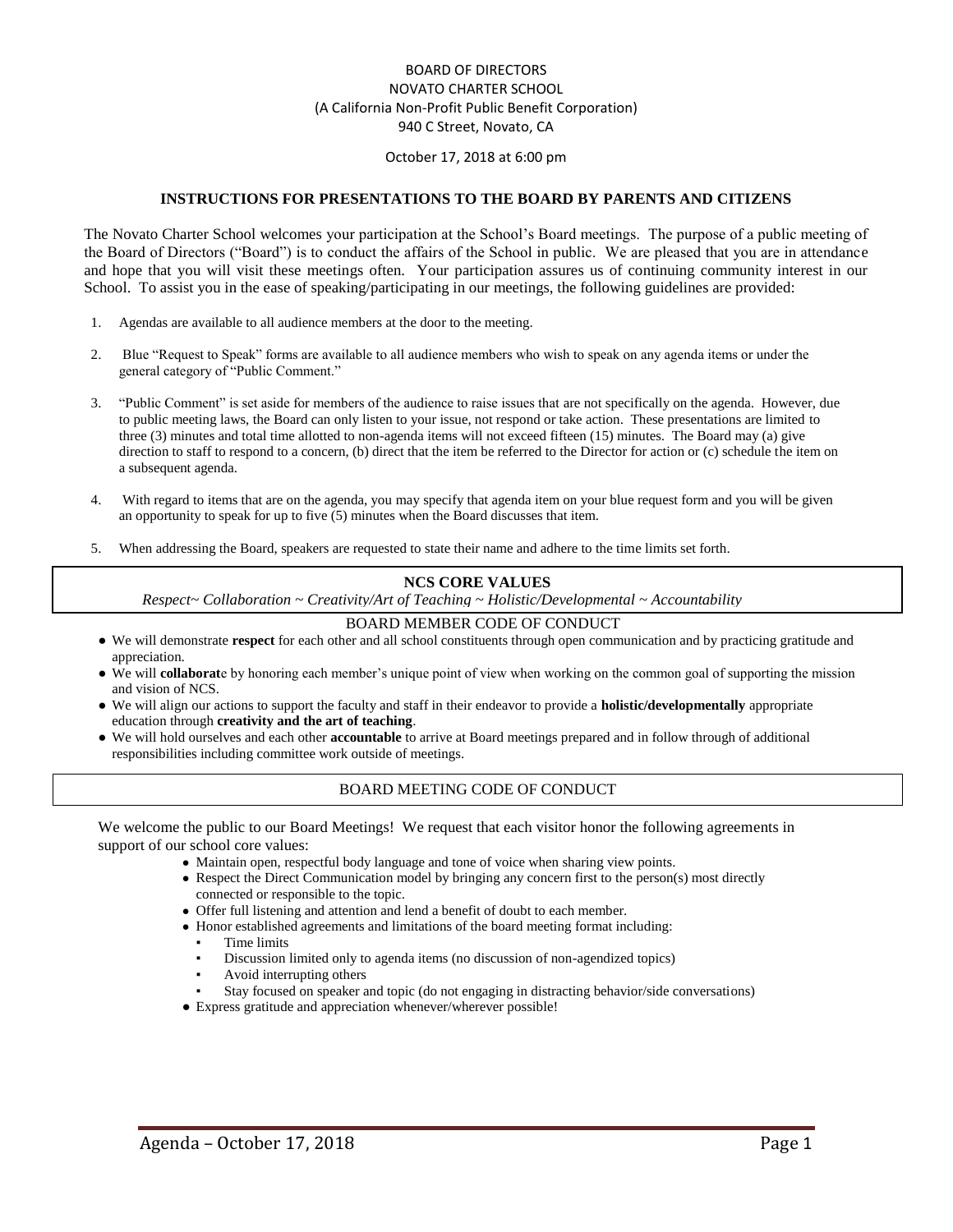BOARD OF DIRECTORS
NOVATO CHARTER SCHOOL
(A California Non-Profit Public Benefit Corporation)
940 C Street, Novato, CA

October 17, 2018 at 6:00 pm

## INSTRUCTIONS FOR PRESENTATIONS TO THE BOARD BY PARENTS AND CITIZENS

The Novato Charter School welcomes your participation at the School's Board meetings. The purpose of a public meeting of the Board of Directors ("Board") is to conduct the affairs of the School in public. We are pleased that you are in attendance and hope that you will visit these meetings often. Your participation assures us of continuing community interest in our School. To assist you in the ease of speaking/participating in our meetings, the following guidelines are provided:

1. Agendas are available to all audience members at the door to the meeting.
2. Blue "Request to Speak" forms are available to all audience members who wish to speak on any agenda items or under the general category of "Public Comment."
3. "Public Comment" is set aside for members of the audience to raise issues that are not specifically on the agenda. However, due to public meeting laws, the Board can only listen to your issue, not respond or take action. These presentations are limited to three (3) minutes and total time allotted to non-agenda items will not exceed fifteen (15) minutes. The Board may (a) give direction to staff to respond to a concern, (b) direct that the item be referred to the Director for action or (c) schedule the item on a subsequent agenda.
4. With regard to items that are on the agenda, you may specify that agenda item on your blue request form and you will be given an opportunity to speak for up to five (5) minutes when the Board discusses that item.
5. When addressing the Board, speakers are requested to state their name and adhere to the time limits set forth.

## NCS CORE VALUES

*Respect~ Collaboration ~ Creativity/Art of Teaching ~ Holistic/Developmental ~ Accountability*

## BOARD MEMBER CODE OF CONDUCT

- We will demonstrate **respect** for each other and all school constituents through open communication and by practicing gratitude and appreciation.
- We will **collaborat**e by honoring each member's unique point of view when working on the common goal of supporting the mission and vision of NCS.
- We will align our actions to support the faculty and staff in their endeavor to provide a **holistic/developmentally** appropriate education through **creativity and the art of teaching**.
- We will hold ourselves and each other **accountable** to arrive at Board meetings prepared and in follow through of additional responsibilities including committee work outside of meetings.

## BOARD MEETING CODE OF CONDUCT

We welcome the public to our Board Meetings! We request that each visitor honor the following agreements in support of our school core values:

- Maintain open, respectful body language and tone of voice when sharing view points.
- Respect the Direct Communication model by bringing any concern first to the person(s) most directly connected or responsible to the topic.
- Offer full listening and attention and lend a benefit of doubt to each member.
- Honor established agreements and limitations of the board meeting format including:
  - Time limits
  - Discussion limited only to agenda items (no discussion of non-agendized topics)
  - Avoid interrupting others
  - Stay focused on speaker and topic (do not engaging in distracting behavior/side conversations)
- Express gratitude and appreciation whenever/wherever possible!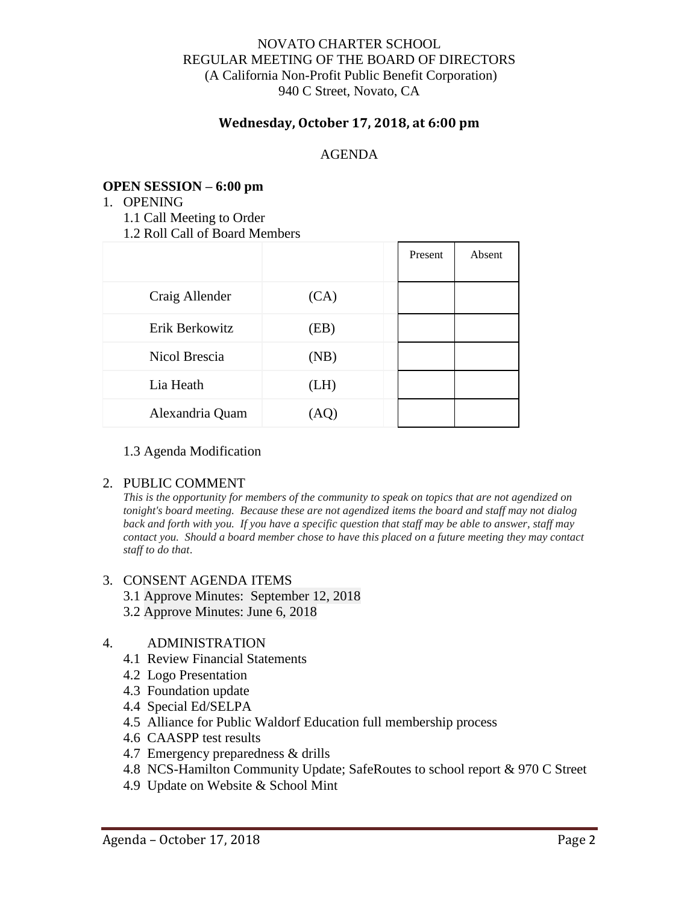NOVATO CHARTER SCHOOL
REGULAR MEETING OF THE BOARD OF DIRECTORS
(A California Non-Profit Public Benefit Corporation)
940 C Street, Novato, CA

**Wednesday, October 17, 2018, at 6:00 pm**

AGENDA

**OPEN SESSION – 6:00 pm**

1. OPENING
   1.1 Call Meeting to Order
   1.2 Roll Call of Board Members

| | | Present | Absent |
|---|---|---|---|
| Craig Allender | (CA) | | |
| Erik Berkowitz | (EB) | | |
| Nicol Brescia | (NB) | | |
| Lia Heath | (LH) | | |
| Alexandria Quam | (AQ) | | |

   1.3 Agenda Modification

2. PUBLIC COMMENT
   *This is the opportunity for members of the community to speak on topics that are not agendized on tonight's board meeting. Because these are not agendized items the board and staff may not dialog back and forth with you. If you have a specific question that staff may be able to answer, staff may contact you. Should a board member chose to have this placed on a future meeting they may contact staff to do that*.

3. CONSENT AGENDA ITEMS
   3.1 Approve Minutes: September 12, 2018
   3.2 Approve Minutes: June 6, 2018

4. ADMINISTRATION
   4.1 Review Financial Statements
   4.2 Logo Presentation
   4.3 Foundation update
   4.4 Special Ed/SELPA
   4.5 Alliance for Public Waldorf Education full membership process
   4.6 CAASPP test results
   4.7 Emergency preparedness & drills
   4.8 NCS-Hamilton Community Update; SafeRoutes to school report & 970 C Street
   4.9 Update on Website & School Mint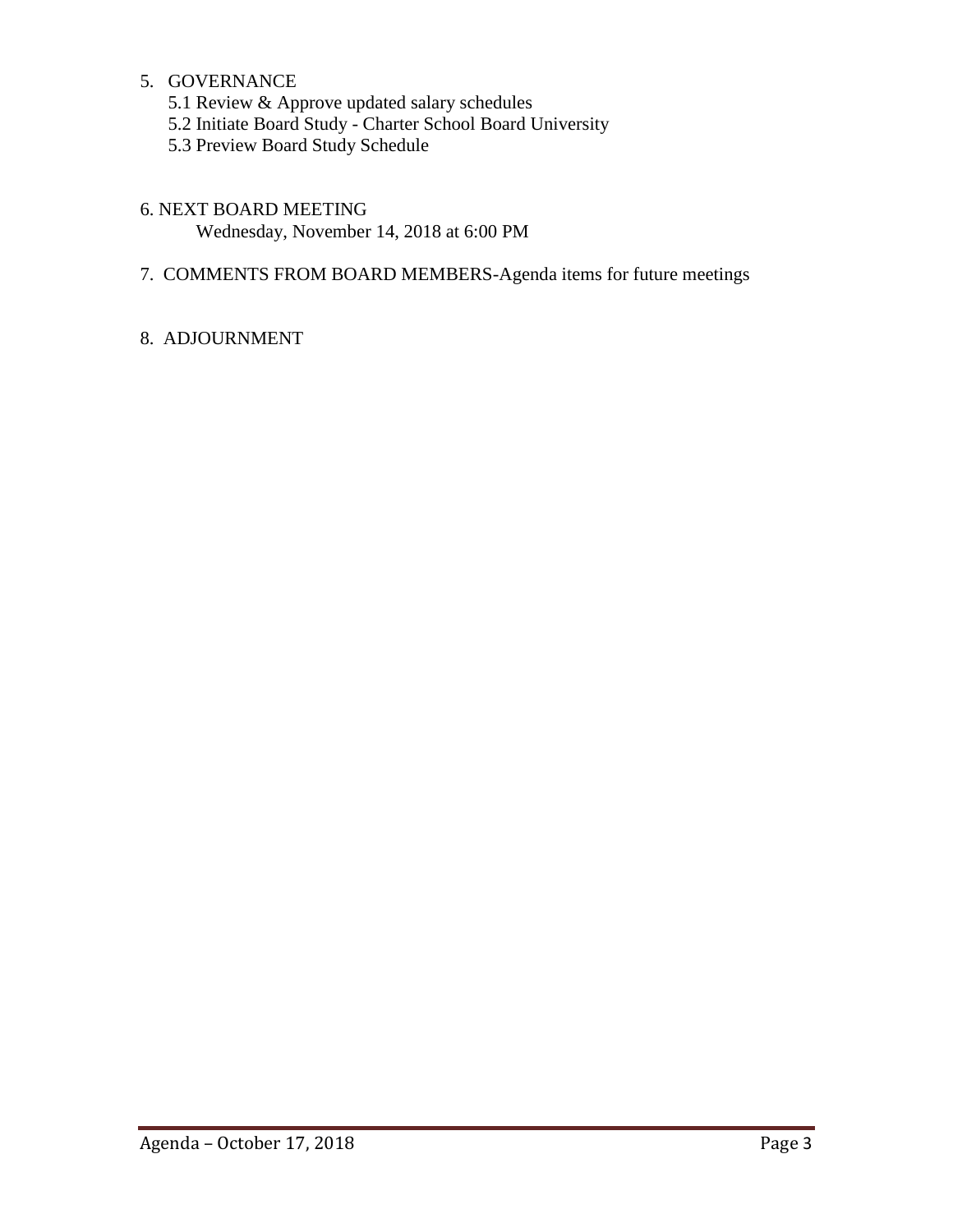5. GOVERNANCE
   - 5.1 Review & Approve updated salary schedules
   - 5.2 Initiate Board Study - Charter School Board University
   - 5.3 Preview Board Study Schedule

6. NEXT BOARD MEETING

   Wednesday, November 14, 2018 at 6:00 PM

7. COMMENTS FROM BOARD MEMBERS-Agenda items for future meetings

8. ADJOURNMENT